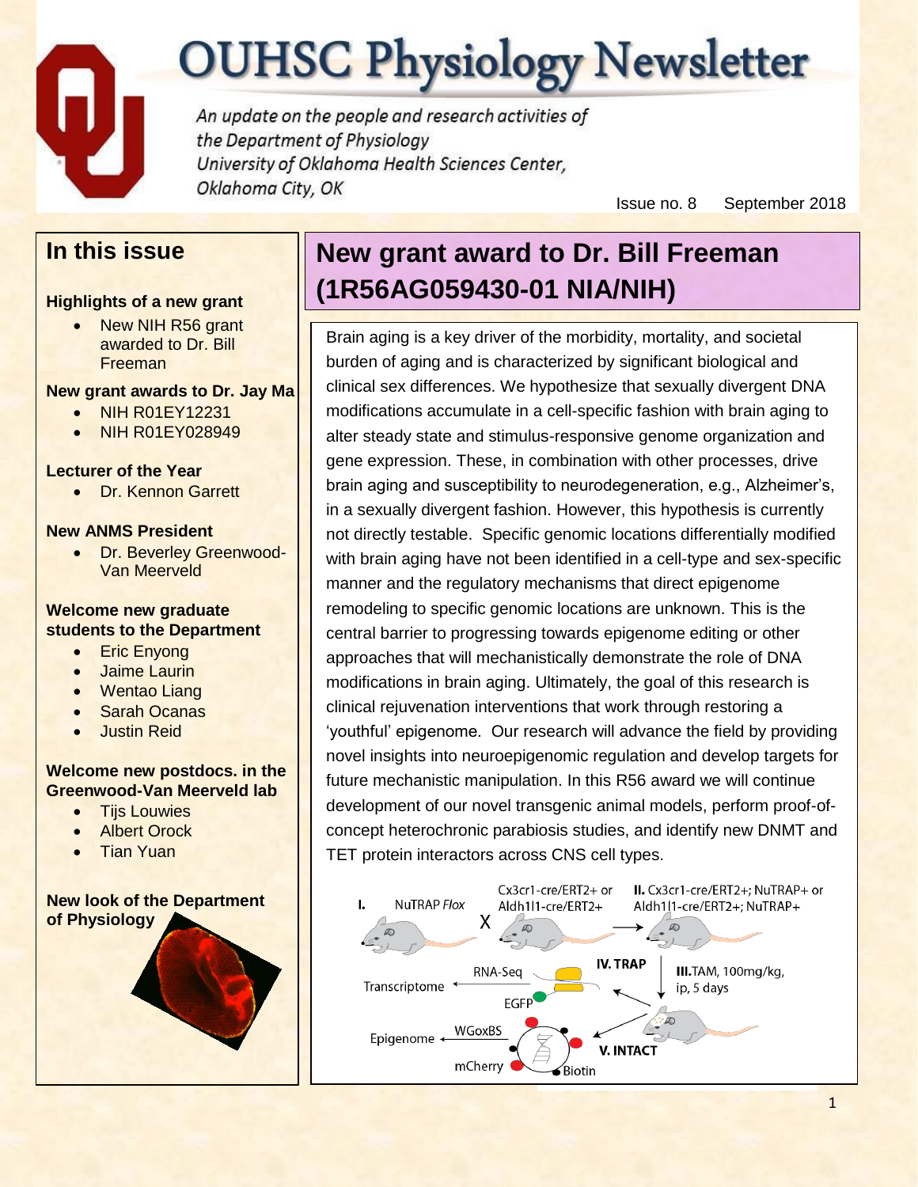# OUHSC Physiology Newsletter

*An update on the people and research activities of the Department of Physiology University of Oklahoma Health Sciences Center, Oklahoma City, OK*

Issue no. 8 September 2018

## In this issue

**Highlights of a new grant**

- New NIH R56 grant awarded to Dr. Bill Freeman

**New grant awards to Dr. Jay Ma**

- NIH R01EY12231
- NIH R01EY028949

**Lecturer of the Year**

- Dr. Kennon Garrett

**New ANMS President**

- Dr. Beverley Greenwood-Van Meerveld

**Welcome new graduate students to the Department**

- Eric Enyong
- Jaime Laurin
- Wentao Liang
- Sarah Ocanas
- Justin Reid

**Welcome new postdocs. in the Greenwood-Van Meerveld lab**

- Tijs Louwies
- Albert Orock
- Tian Yuan

**New look of the Department of Physiology**

## New grant award to Dr. Bill Freeman (1R56AG059430-01 NIA/NIH)

Brain aging is a key driver of the morbidity, mortality, and societal burden of aging and is characterized by significant biological and clinical sex differences. We hypothesize that sexually divergent DNA modifications accumulate in a cell-specific fashion with brain aging to alter steady state and stimulus-responsive genome organization and gene expression. These, in combination with other processes, drive brain aging and susceptibility to neurodegeneration, e.g., Alzheimer's, in a sexually divergent fashion. However, this hypothesis is currently not directly testable. Specific genomic locations differentially modified with brain aging have not been identified in a cell-type and sex-specific manner and the regulatory mechanisms that direct epigenome remodeling to specific genomic locations are unknown. This is the central barrier to progressing towards epigenome editing or other approaches that will mechanistically demonstrate the role of DNA modifications in brain aging. Ultimately, the goal of this research is clinical rejuvenation interventions that work through restoring a 'youthful' epigenome. Our research will advance the field by providing novel insights into neuroepigenomic regulation and develop targets for future mechanistic manipulation. In this R56 award we will continue development of our novel transgenic animal models, perform proof-of-concept heterochronic parabiosis studies, and identify new DNMT and TET protein interactors across CNS cell types.

I. NuTRAP *Flox* X Cx3cr1-cre/ERT2+ or Aldh1l1-cre/ERT2+

II. Cx3cr1-cre/ERT2+; NuTRAP+ or Aldh1l1-cre/ERT2+; NuTRAP+

III. TAM, 100mg/kg, ip, 5 days

IV. TRAP

V. INTACT

Transcriptome ← RNA-Seq

EGFP

Epigenome ← WGoxBS

mCherry

Biotin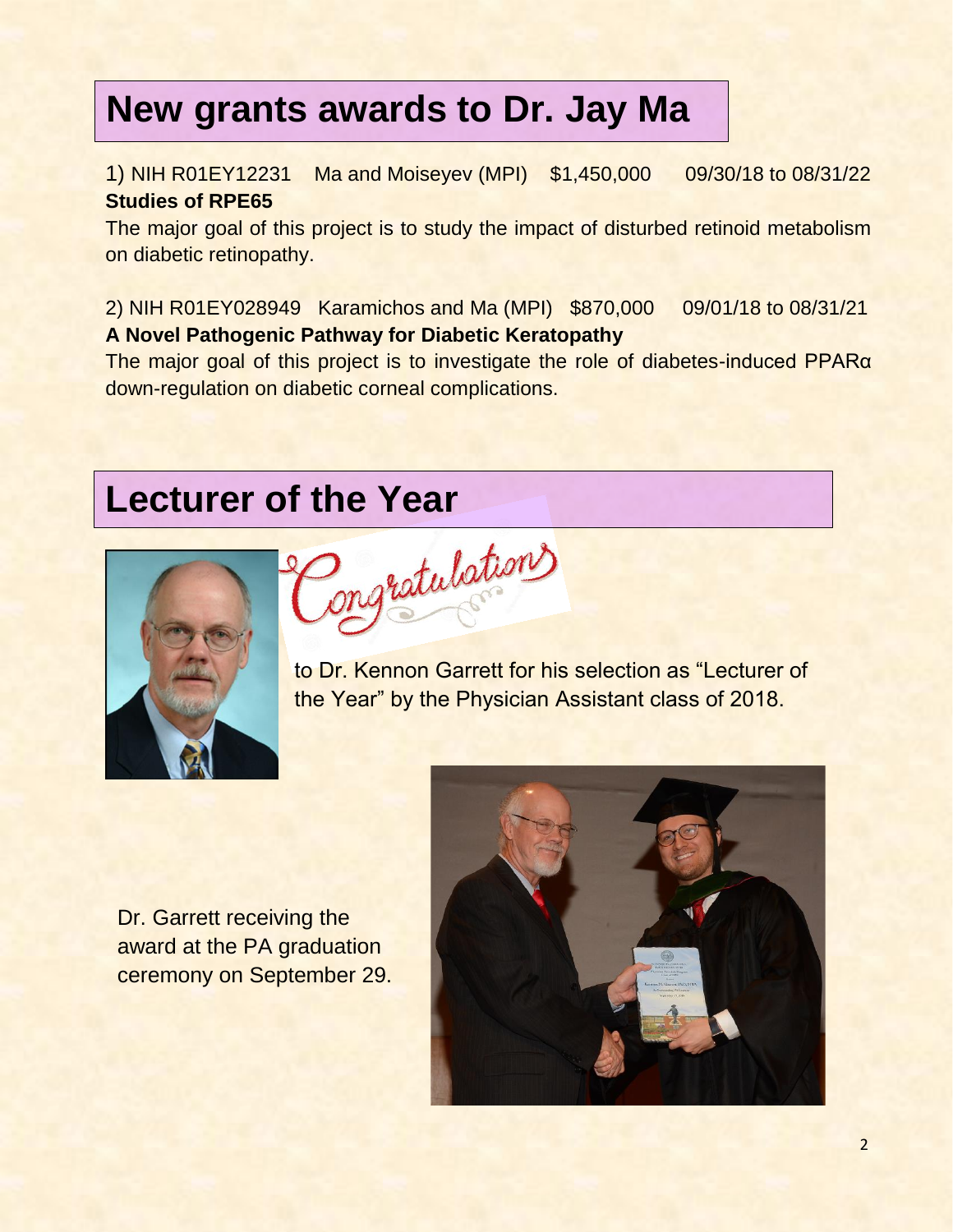# New grants awards to Dr. Jay Ma

1) NIH R01EY12231 Ma and Moiseyev (MPI) $1,450,000 09/30/18 to 08/31/22

**Studies of RPE65**

The major goal of this project is to study the impact of disturbed retinoid metabolism on diabetic retinopathy.

2) NIH R01EY028949 Karamichos and Ma (MPI) $870,000 09/01/18 to 08/31/21

**A Novel Pathogenic Pathway for Diabetic Keratopathy**

The major goal of this project is to investigate the role of diabetes-induced PPARα down-regulation on diabetic corneal complications.

# Lecturer of the Year

Congratulations

to Dr. Kennon Garrett for his selection as "Lecturer of the Year" by the Physician Assistant class of 2018.

Dr. Garrett receiving the award at the PA graduation ceremony on September 29.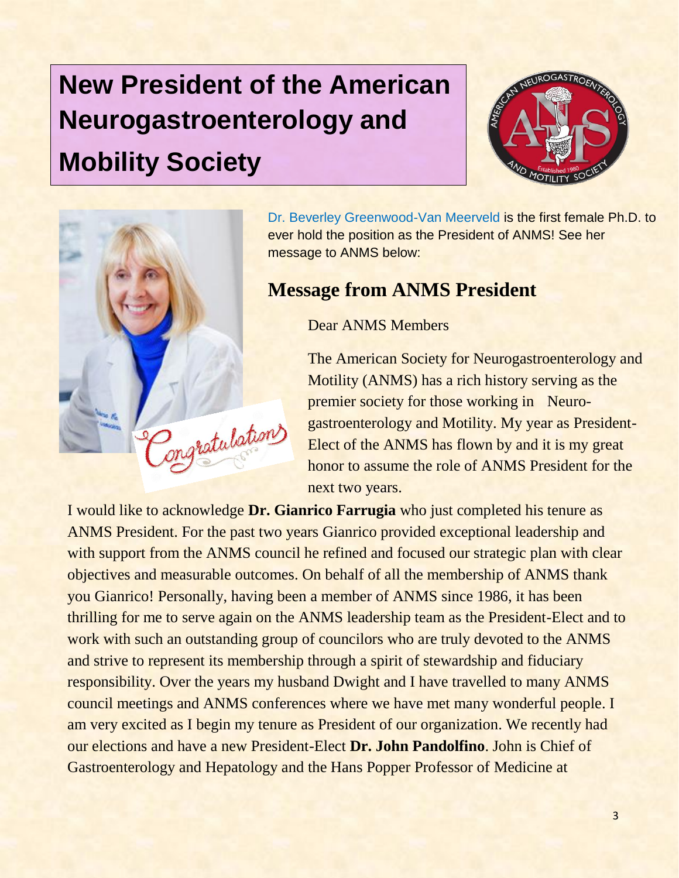# New President of the American Neurogastroenterology and Mobility Society

Dr. Beverley Greenwood-Van Meerveld is the first female Ph.D. to ever hold the position as the President of ANMS! See her message to ANMS below:

## Message from ANMS President

Dear ANMS Members

The American Society for Neurogastroenterology and Motility (ANMS) has a rich history serving as the premier society for those working in Neuro-gastroenterology and Motility. My year as President-Elect of the ANMS has flown by and it is my great honor to assume the role of ANMS President for the next two years.

I would like to acknowledge **Dr. Gianrico Farrugia** who just completed his tenure as ANMS President. For the past two years Gianrico provided exceptional leadership and with support from the ANMS council he refined and focused our strategic plan with clear objectives and measurable outcomes. On behalf of all the membership of ANMS thank you Gianrico! Personally, having been a member of ANMS since 1986, it has been thrilling for me to serve again on the ANMS leadership team as the President-Elect and to work with such an outstanding group of councilors who are truly devoted to the ANMS and strive to represent its membership through a spirit of stewardship and fiduciary responsibility. Over the years my husband Dwight and I have travelled to many ANMS council meetings and ANMS conferences where we have met many wonderful people. I am very excited as I begin my tenure as President of our organization. We recently had our elections and have a new President-Elect **Dr. John Pandolfino**. John is Chief of Gastroenterology and Hepatology and the Hans Popper Professor of Medicine at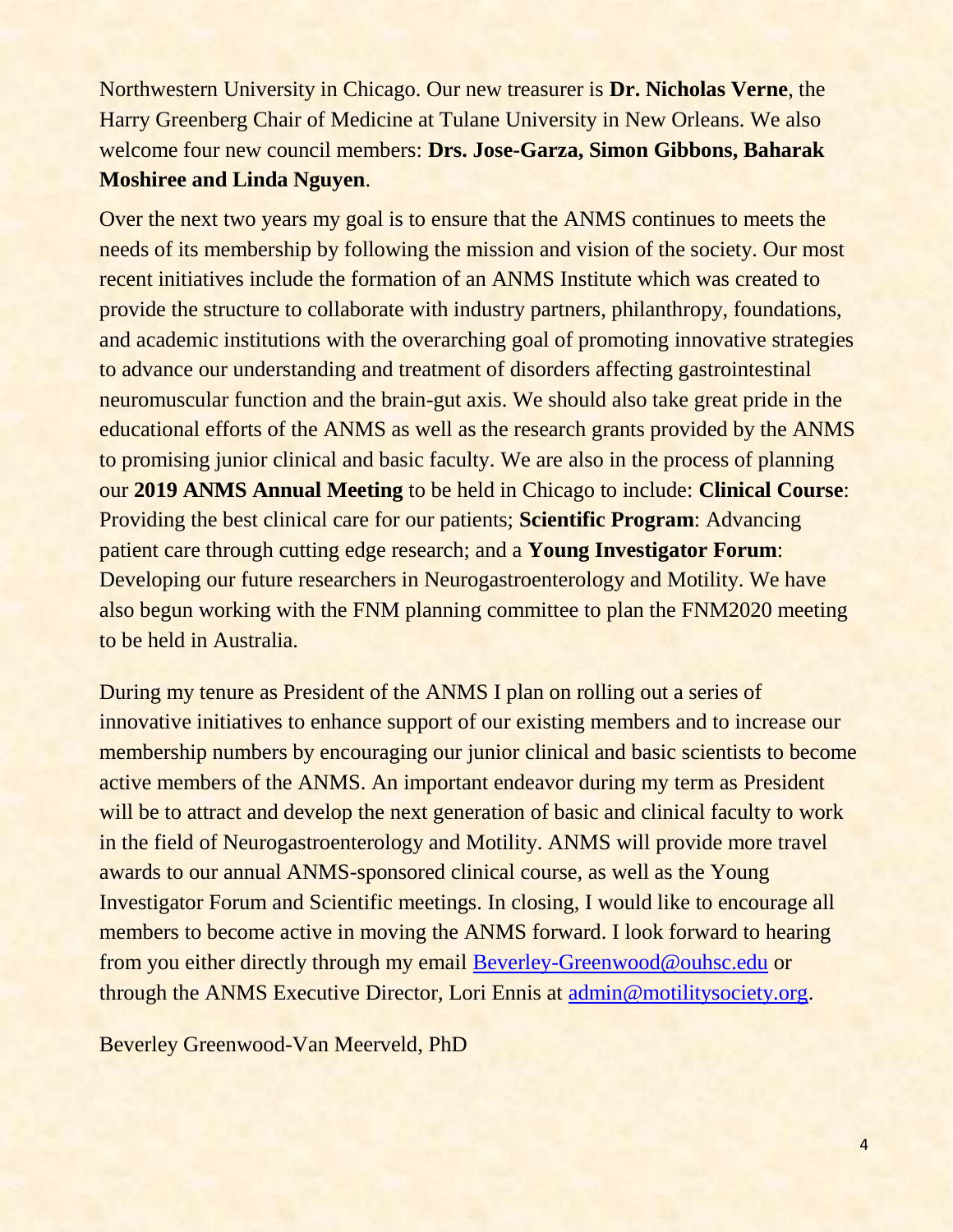Northwestern University in Chicago. Our new treasurer is **Dr. Nicholas Verne**, the Harry Greenberg Chair of Medicine at Tulane University in New Orleans. We also welcome four new council members: **Drs. Jose-Garza, Simon Gibbons, Baharak Moshiree and Linda Nguyen**.

Over the next two years my goal is to ensure that the ANMS continues to meets the needs of its membership by following the mission and vision of the society. Our most recent initiatives include the formation of an ANMS Institute which was created to provide the structure to collaborate with industry partners, philanthropy, foundations, and academic institutions with the overarching goal of promoting innovative strategies to advance our understanding and treatment of disorders affecting gastrointestinal neuromuscular function and the brain-gut axis. We should also take great pride in the educational efforts of the ANMS as well as the research grants provided by the ANMS to promising junior clinical and basic faculty. We are also in the process of planning our **2019 ANMS Annual Meeting** to be held in Chicago to include: **Clinical Course**: Providing the best clinical care for our patients; **Scientific Program**: Advancing patient care through cutting edge research; and a **Young Investigator Forum**: Developing our future researchers in Neurogastroenterology and Motility. We have also begun working with the FNM planning committee to plan the FNM2020 meeting to be held in Australia.

During my tenure as President of the ANMS I plan on rolling out a series of innovative initiatives to enhance support of our existing members and to increase our membership numbers by encouraging our junior clinical and basic scientists to become active members of the ANMS. An important endeavor during my term as President will be to attract and develop the next generation of basic and clinical faculty to work in the field of Neurogastroenterology and Motility. ANMS will provide more travel awards to our annual ANMS-sponsored clinical course, as well as the Young Investigator Forum and Scientific meetings. In closing, I would like to encourage all members to become active in moving the ANMS forward. I look forward to hearing from you either directly through my email [Beverley-Greenwood@ouhsc.edu](mailto:Beverley-Greenwood@ouhsc.edu) or through the ANMS Executive Director, Lori Ennis at [admin@motilitysociety.org](mailto:admin@motilitysociety.org).

Beverley Greenwood-Van Meerveld, PhD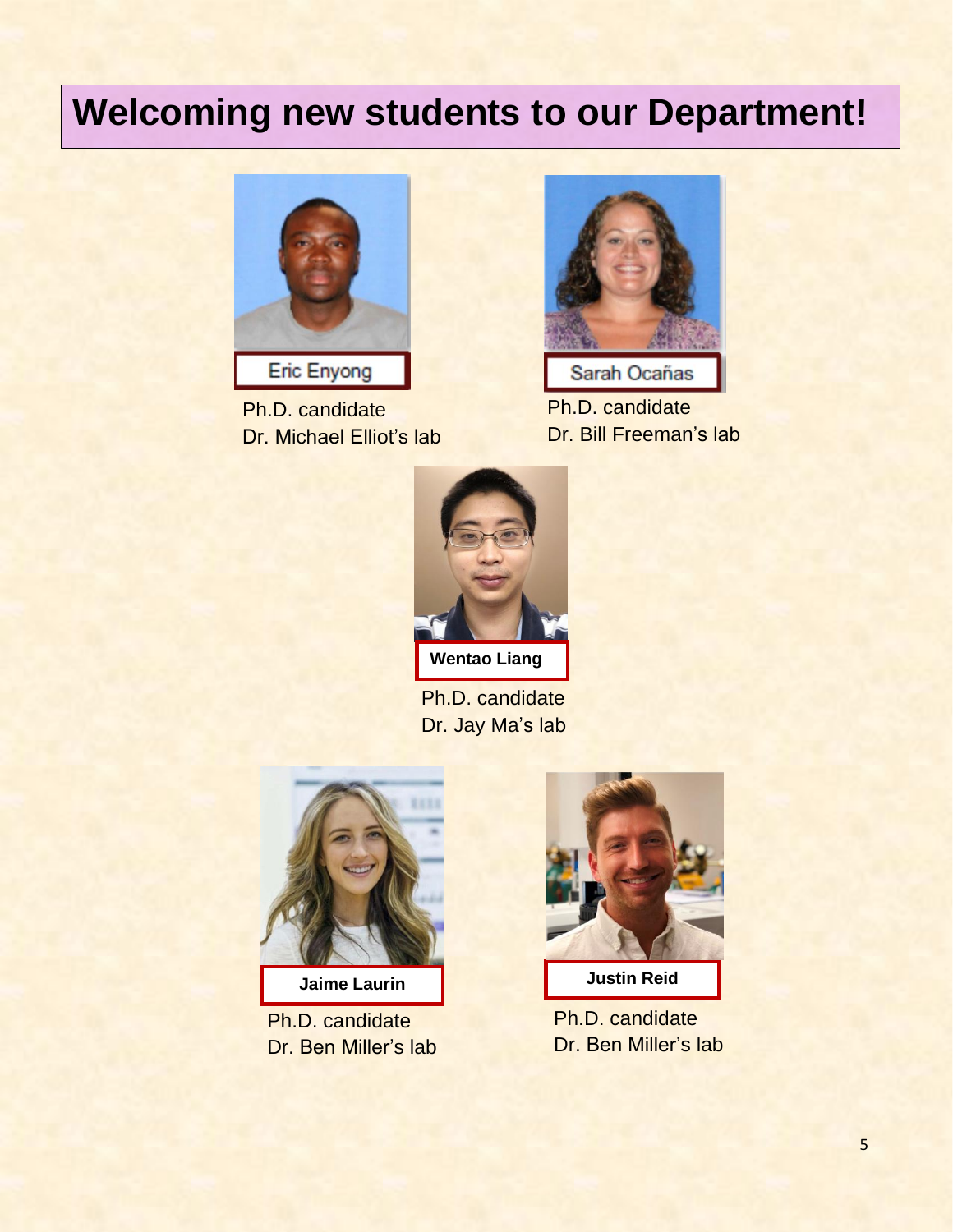# Welcoming new students to our Department!

**Eric Enyong**
Ph.D. candidate
Dr. Michael Elliot's lab

**Sarah Ocañas**
Ph.D. candidate
Dr. Bill Freeman's lab

**Wentao Liang**
Ph.D. candidate
Dr. Jay Ma's lab

**Jaime Laurin**
Ph.D. candidate
Dr. Ben Miller's lab

**Justin Reid**
Ph.D. candidate
Dr. Ben Miller's lab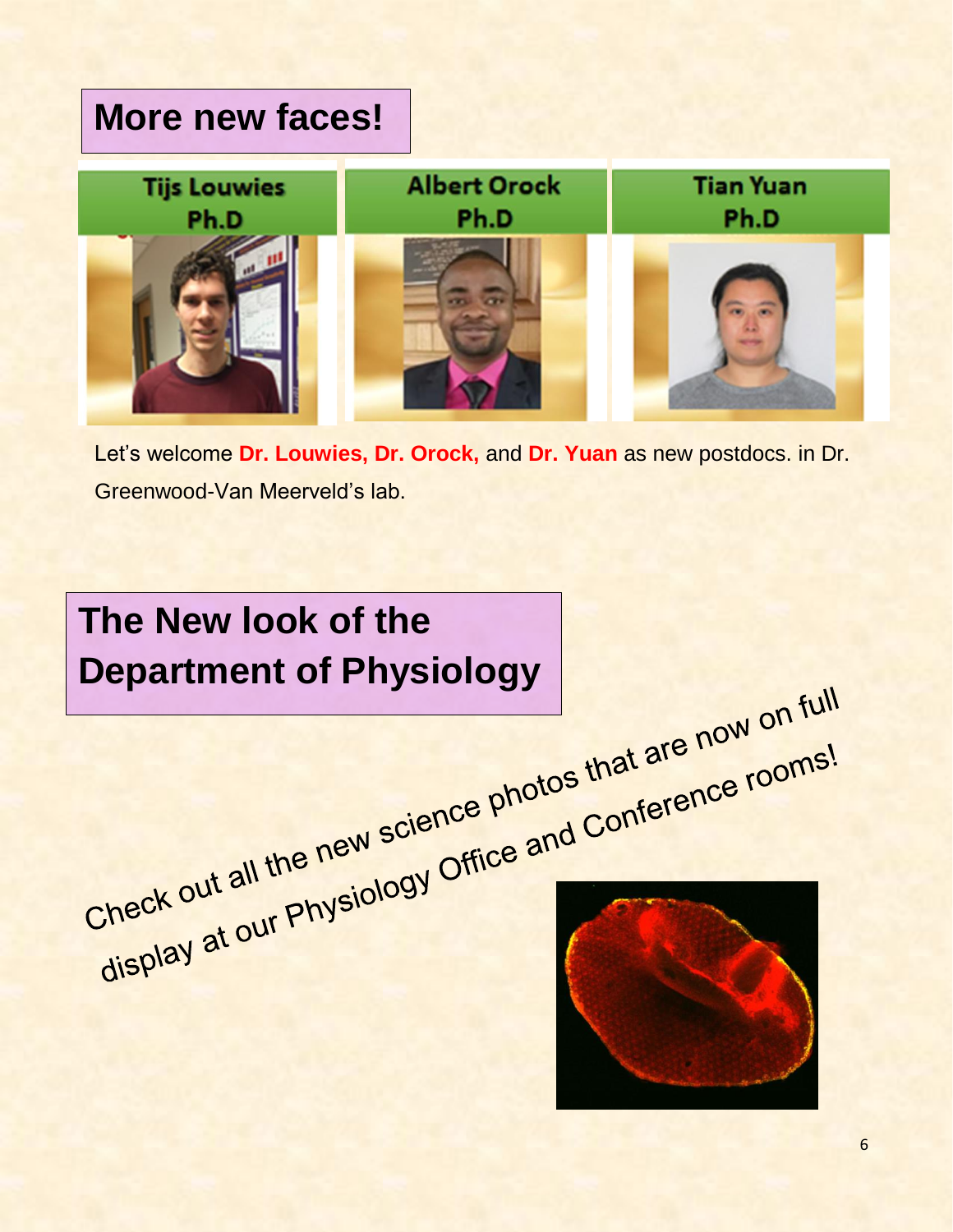## More new faces!

Tijs Louwies Ph.D

Albert Orock Ph.D

Tian Yuan Ph.D

Let's welcome **Dr. Louwies, Dr. Orock,** and **Dr. Yuan** as new postdocs. in Dr. Greenwood-Van Meerveld's lab.

## The New look of the Department of Physiology

Check out all the new science photos that are now on full display at our Physiology Office and Conference rooms!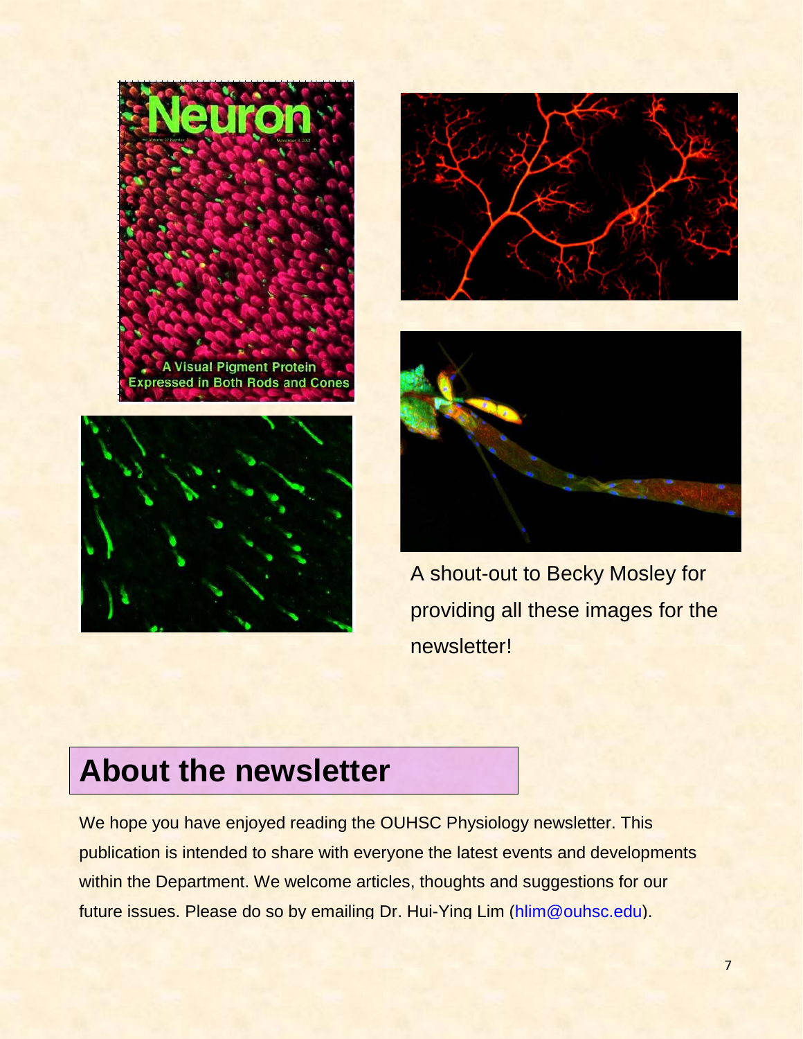A shout-out to Becky Mosley for providing all these images for the newsletter!

## About the newsletter

We hope you have enjoyed reading the OUHSC Physiology newsletter. This publication is intended to share with everyone the latest events and developments within the Department. We welcome articles, thoughts and suggestions for our future issues. Please do so by emailing Dr. Hui-Ying Lim (hlim@ouhsc.edu).